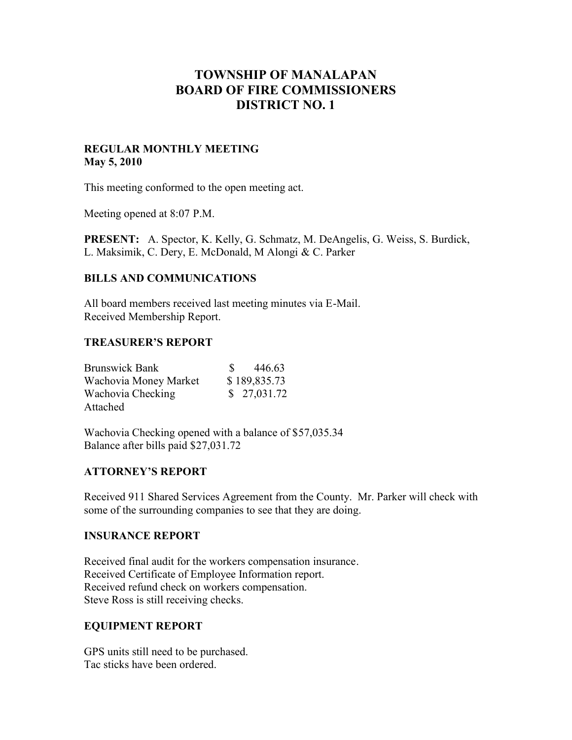# TOWNSHIP OF MANALAPAN
# BOARD OF FIRE COMMISSIONERS
# DISTRICT NO. 1

**REGULAR MONTHLY MEETING**
**May 5, 2010**

This meeting conformed to the open meeting act.

Meeting opened at 8:07 P.M.

**PRESENT:** A. Spector, K. Kelly, G. Schmatz, M. DeAngelis, G. Weiss, S. Burdick, L. Maksimik, C. Dery, E. McDonald, M Alongi & C. Parker

## BILLS AND COMMUNICATIONS

All board members received last meeting minutes via E-Mail.
Received Membership Report.

## TREASURER'S REPORT

| | |
|---|---|
| Brunswick Bank | $ 446.63 |
| Wachovia Money Market | $ 189,835.73 |
| Wachovia Checking | $ 27,031.72 |
| Attached | |

Wachovia Checking opened with a balance of $57,035.34
Balance after bills paid $27,031.72

## ATTORNEY'S REPORT

Received 911 Shared Services Agreement from the County. Mr. Parker will check with some of the surrounding companies to see that they are doing.

## INSURANCE REPORT

Received final audit for the workers compensation insurance.
Received Certificate of Employee Information report.
Received refund check on workers compensation.
Steve Ross is still receiving checks.

## EQUIPMENT REPORT

GPS units still need to be purchased.
Tac sticks have been ordered.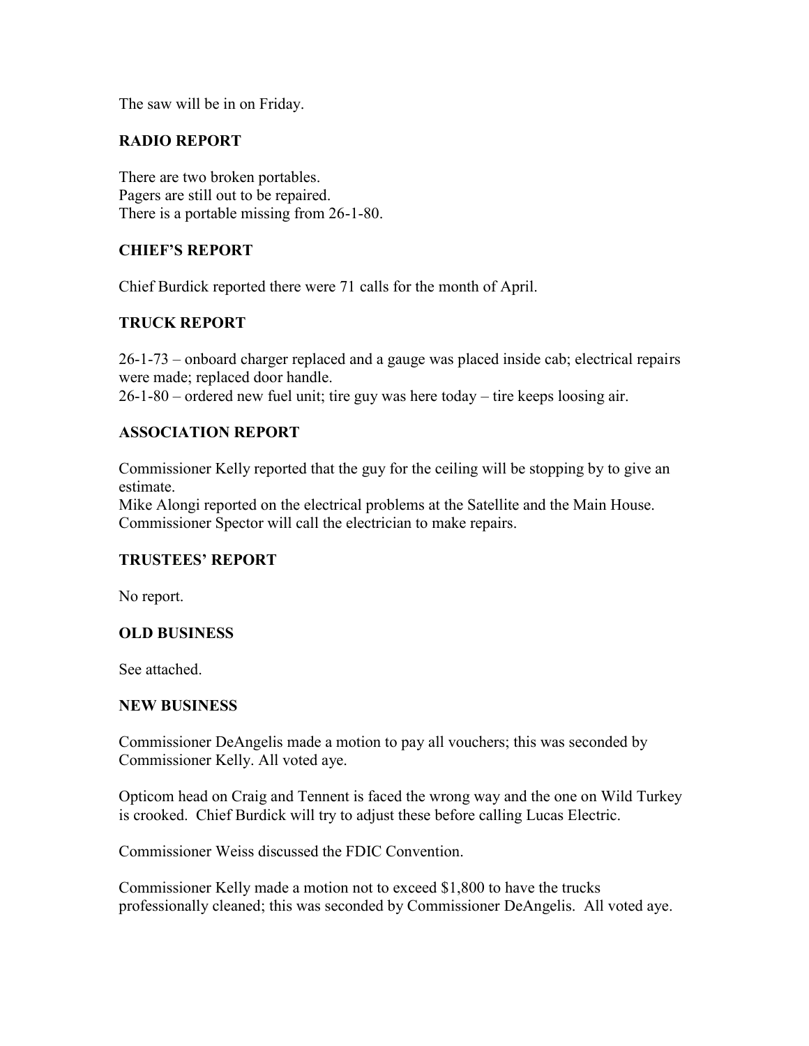The saw will be in on Friday.

## RADIO REPORT

There are two broken portables.
Pagers are still out to be repaired.
There is a portable missing from 26-1-80.

## CHIEF'S REPORT

Chief Burdick reported there were 71 calls for the month of April.

## TRUCK REPORT

26-1-73 – onboard charger replaced and a gauge was placed inside cab; electrical repairs were made; replaced door handle.
26-1-80 – ordered new fuel unit; tire guy was here today – tire keeps loosing air.

## ASSOCIATION REPORT

Commissioner Kelly reported that the guy for the ceiling will be stopping by to give an estimate.
Mike Alongi reported on the electrical problems at the Satellite and the Main House. Commissioner Spector will call the electrician to make repairs.

## TRUSTEES' REPORT

No report.

## OLD BUSINESS

See attached.

## NEW BUSINESS

Commissioner DeAngelis made a motion to pay all vouchers; this was seconded by Commissioner Kelly. All voted aye.

Opticom head on Craig and Tennent is faced the wrong way and the one on Wild Turkey is crooked. Chief Burdick will try to adjust these before calling Lucas Electric.

Commissioner Weiss discussed the FDIC Convention.

Commissioner Kelly made a motion not to exceed $1,800 to have the trucks professionally cleaned; this was seconded by Commissioner DeAngelis. All voted aye.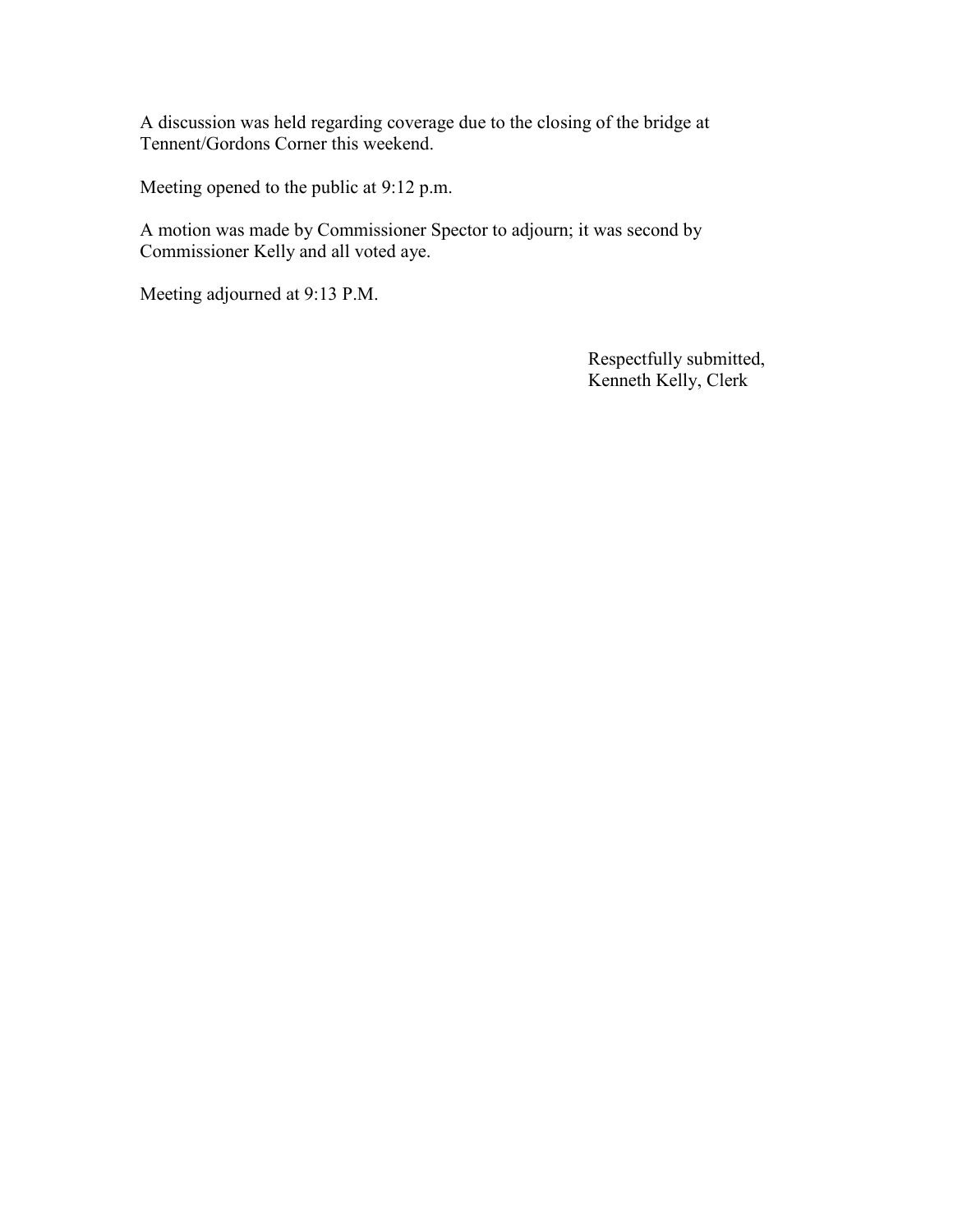A discussion was held regarding coverage due to the closing of the bridge at Tennent/Gordons Corner this weekend.

Meeting opened to the public at 9:12 p.m.

A motion was made by Commissioner Spector to adjourn; it was second by Commissioner Kelly and all voted aye.

Meeting adjourned at 9:13 P.M.

Respectfully submitted,
Kenneth Kelly, Clerk